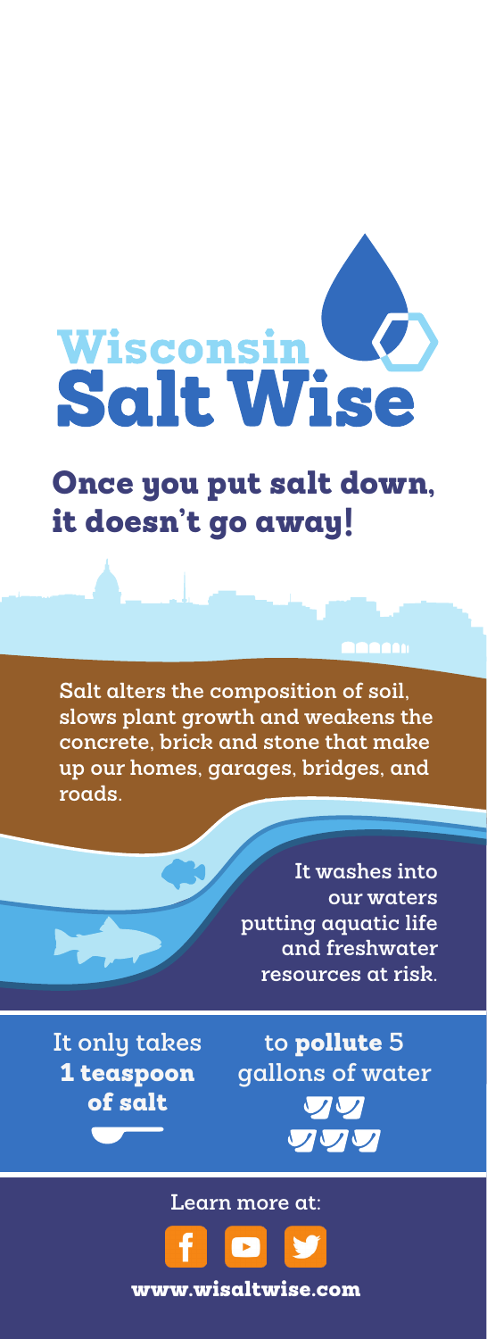# Wisconsin Salt Wise

## Once you put salt down, it doesn't go away!

Salt alters the composition of soil, slows plant growth and weakens the concrete, brick and stone that make up our homes, garages, bridges, and roads.

It washes into our waters putting aquatic life and freshwater resources at risk.

It only takes **1 teaspoon of salt** to **pollute** 5 gallons of water

Learn more at:

**www.wisaltwise.com**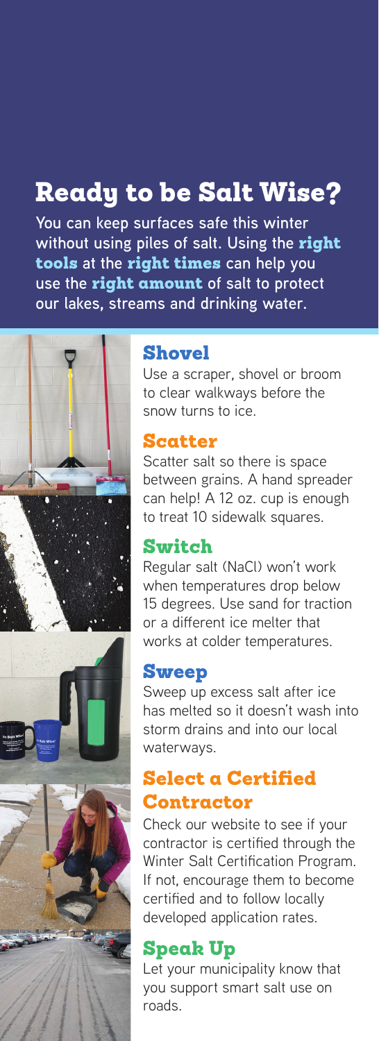# Ready to be Salt Wise?

You can keep surfaces safe this winter without using piles of salt. Using the **right tools** at the **right times** can help you use the **right amount** of salt to protect our lakes, streams and drinking water.

## Shovel

Use a scraper, shovel or broom to clear walkways before the snow turns to ice.

## Scatter

Scatter salt so there is space between grains. A hand spreader can help! A 12 oz. cup is enough to treat 10 sidewalk squares.

## Switch

Regular salt (NaCl) won't work when temperatures drop below 15 degrees. Use sand for traction or a different ice melter that works at colder temperatures.

## Sweep

Sweep up excess salt after ice has melted so it doesn't wash into storm drains and into our local waterways.

## Select a Certified Contractor

Check our website to see if your contractor is certified through the Winter Salt Certification Program. If not, encourage them to become certified and to follow locally developed application rates.

## Speak Up

Let your municipality know that you support smart salt use on roads.